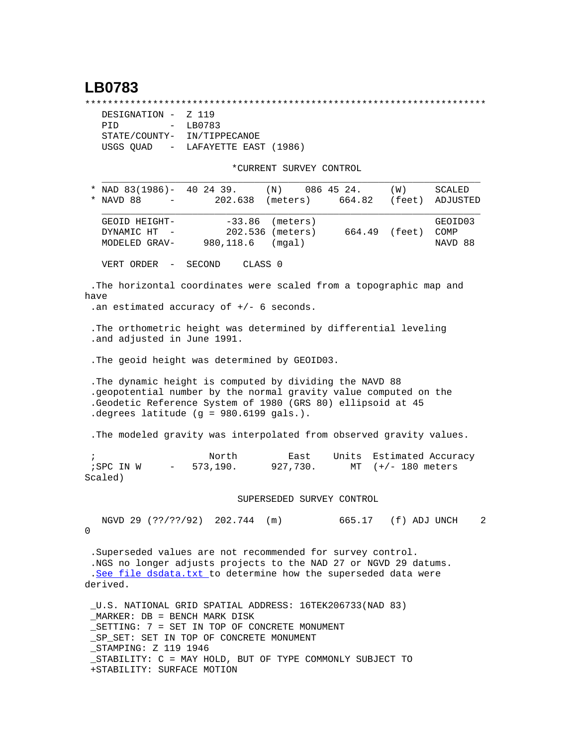# LB0783

```
***********************************************************************
   DESIGNATION -  Z 119
   PID         -  LB0783
   STATE/COUNTY-  IN/TIPPECANOE
   USGS QUAD   -  LAFAYETTE EAST (1986)

                          *CURRENT SURVEY CONTROL
   ___________________________________________________________________
 * NAD 83(1986)-  40 24 39.     (N)    086 45 24.     (W)     SCALED
 * NAVD 88     -       202.638  (meters)     664.82   (feet)  ADJUSTED
   ___________________________________________________________________
   GEOID HEIGHT-        -33.86  (meters)                      GEOID03
   DYNAMIC HT  -        202.536 (meters)     664.49   (feet)  COMP
   MODELED GRAV-    980,118.6   (mgal)                        NAVD 88

   VERT ORDER  -  SECOND    CLASS 0

 .The horizontal coordinates were scaled from a topographic map and
have
 .an estimated accuracy of +/- 6 seconds.

 .The orthometric height was determined by differential leveling
 .and adjusted in June 1991.

 .The geoid height was determined by GEOID03.

 .The dynamic height is computed by dividing the NAVD 88
 .geopotential number by the normal gravity value computed on the
 .Geodetic Reference System of 1980 (GRS 80) ellipsoid at 45
 .degrees latitude (g = 980.6199 gals.).

 .The modeled gravity was interpolated from observed gravity values.

 ;                    North         East     Units  Estimated Accuracy
 ;SPC IN W     -    573,190.      927,730.     MT  (+/- 180 meters
Scaled)

                         SUPERSEDED SURVEY CONTROL

   NGVD 29 (??/??/92)  202.744  (m)          665.17   (f) ADJ UNCH    2
0

 .Superseded values are not recommended for survey control.
 .NGS no longer adjusts projects to the NAD 27 or NGVD 29 datums.
 .See file dsdata.txt to determine how the superseded data were
derived.

 _U.S. NATIONAL GRID SPATIAL ADDRESS: 16TEK206733(NAD 83)
 _MARKER: DB = BENCH MARK DISK
 _SETTING: 7 = SET IN TOP OF CONCRETE MONUMENT
 _SP_SET: SET IN TOP OF CONCRETE MONUMENT
 _STAMPING: Z 119 1946
 _STABILITY: C = MAY HOLD, BUT OF TYPE COMMONLY SUBJECT TO
 +STABILITY: SURFACE MOTION
```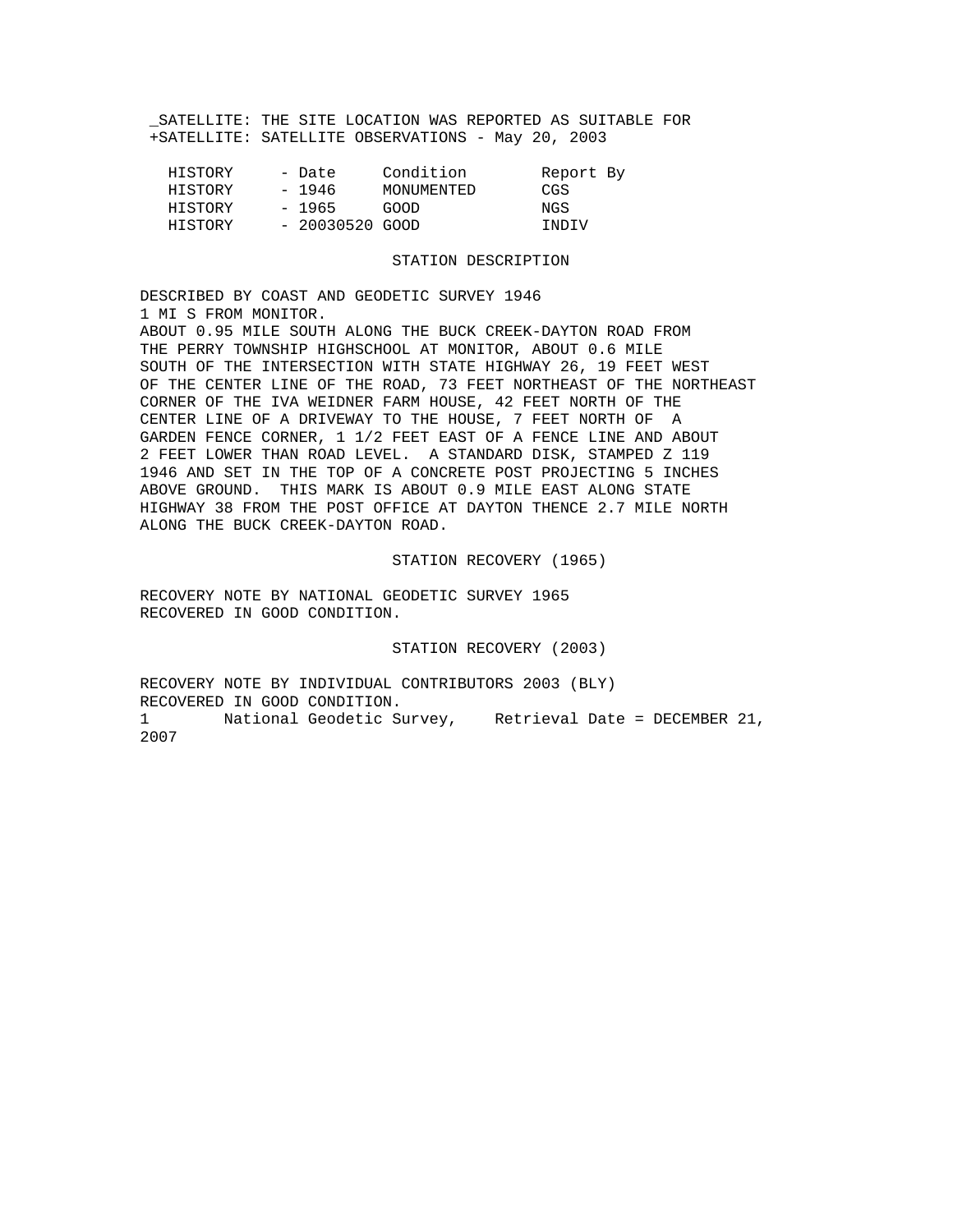_SATELLITE: THE SITE LOCATION WAS REPORTED AS SUITABLE FOR
+SATELLITE: SATELLITE OBSERVATIONS - May 20, 2003

| HISTORY | - Date | Condition | Report By |
|---|---|---|---|
| HISTORY | - 1946 | MONUMENTED | CGS |
| HISTORY | - 1965 | GOOD | NGS |
| HISTORY | - 20030520 | GOOD | INDIV |

## STATION DESCRIPTION

DESCRIBED BY COAST AND GEODETIC SURVEY 1946
1 MI S FROM MONITOR.
ABOUT 0.95 MILE SOUTH ALONG THE BUCK CREEK-DAYTON ROAD FROM THE PERRY TOWNSHIP HIGHSCHOOL AT MONITOR, ABOUT 0.6 MILE SOUTH OF THE INTERSECTION WITH STATE HIGHWAY 26, 19 FEET WEST OF THE CENTER LINE OF THE ROAD, 73 FEET NORTHEAST OF THE NORTHEAST CORNER OF THE IVA WEIDNER FARM HOUSE, 42 FEET NORTH OF THE CENTER LINE OF A DRIVEWAY TO THE HOUSE, 7 FEET NORTH OF A GARDEN FENCE CORNER, 1 1/2 FEET EAST OF A FENCE LINE AND ABOUT 2 FEET LOWER THAN ROAD LEVEL. A STANDARD DISK, STAMPED Z 119 1946 AND SET IN THE TOP OF A CONCRETE POST PROJECTING 5 INCHES ABOVE GROUND. THIS MARK IS ABOUT 0.9 MILE EAST ALONG STATE HIGHWAY 38 FROM THE POST OFFICE AT DAYTON THENCE 2.7 MILE NORTH ALONG THE BUCK CREEK-DAYTON ROAD.

## STATION RECOVERY (1965)

RECOVERY NOTE BY NATIONAL GEODETIC SURVEY 1965
RECOVERED IN GOOD CONDITION.

## STATION RECOVERY (2003)

RECOVERY NOTE BY INDIVIDUAL CONTRIBUTORS 2003 (BLY)
RECOVERED IN GOOD CONDITION.
1 National Geodetic Survey, Retrieval Date = DECEMBER 21, 2007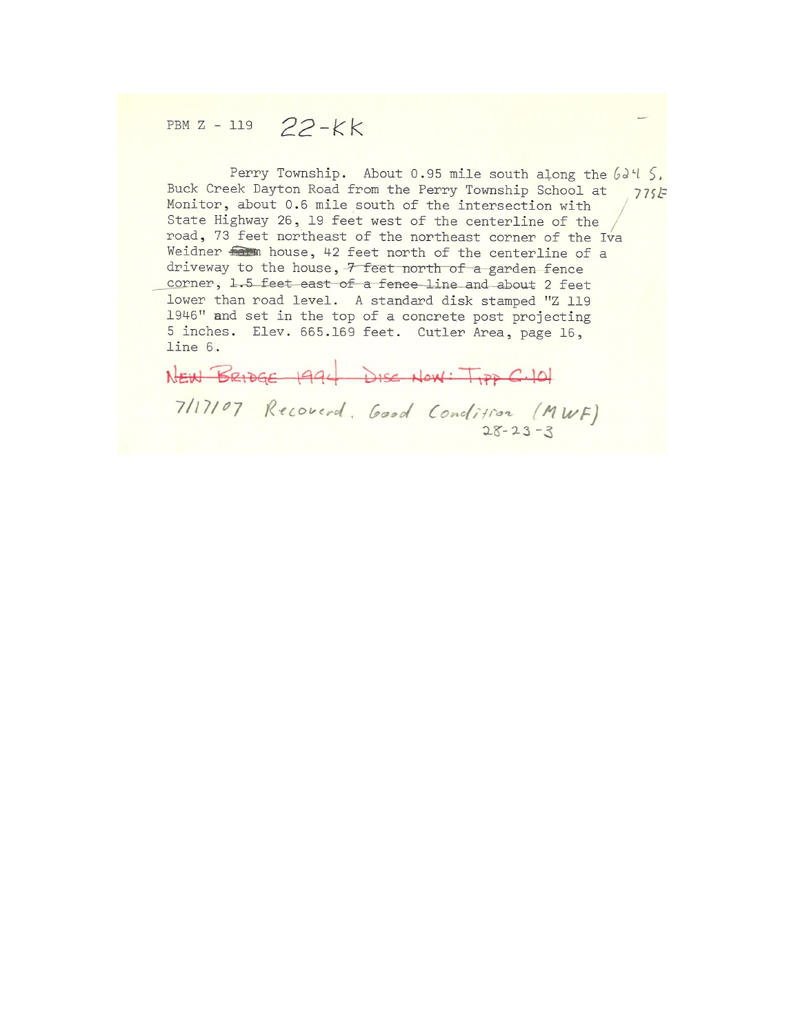PBM Z - 119 22-KK

Perry Township. About 0.95 mile south along the 624 S. Buck Creek Dayton Road from the Perry Township School at 775E Monitor, about 0.6 mile south of the intersection with State Highway 26, 19 feet west of the centerline of the road, 73 feet northeast of the northeast corner of the Iva Weidner ~~farm~~ house, 42 feet north of the centerline of a driveway to the house, ~~7 feet north of a garden fence corner, 1.5 feet east of a fence line and about~~ 2 feet lower than road level. A standard disk stamped "Z 119 1946" and set in the top of a concrete post projecting 5 inches. Elev. 665.169 feet. Cutler Area, page 16, line 6.

~~NEW BRIDGE 1994 DISC NOW: TIPP C-101~~

7/17/07 Recovered. Good Condition (MWF)

28-23-3